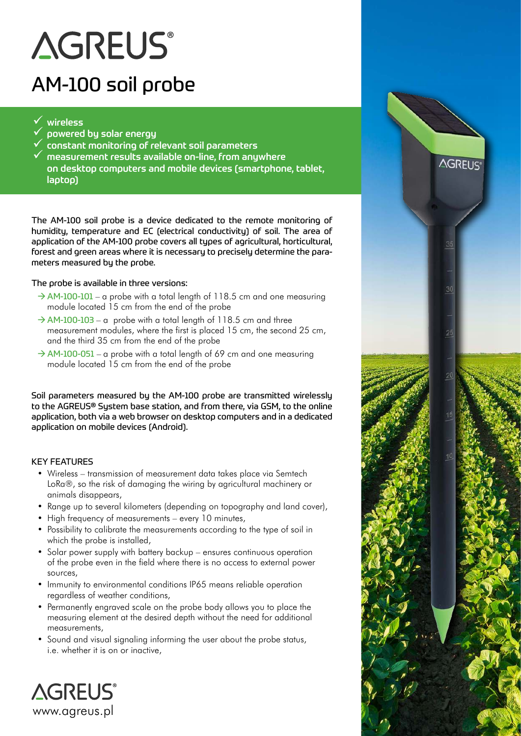# AGREUS®

# AM-100 soil probe

- ✓ wireless
- ✓ powered by solar energy
- ✓ constant monitoring of relevant soil parameters
- ✓ measurement results available on-line, from anywhere on desktop computers and mobile devices (smartphone, tablet, laptop)

The AM-100 soil probe is a device dedicated to the remote monitoring of humidity, temperature and EC (electrical conductivity) of soil. The area of application of the AM-100 probe covers all types of agricultural, horticultural, forest and green areas where it is necessary to precisely determine the parameters measured by the probe.

The probe is available in three versions:

- → AM-100-101 – a probe with a total length of 118.5 cm and one measuring module located 15 cm from the end of the probe
- → AM-100-103 – a probe with a total length of 118.5 cm and three measurement modules, where the first is placed 15 cm, the second 25 cm, and the third 35 cm from the end of the probe
- → AM-100-051 – a probe with a total length of 69 cm and one measuring module located 15 cm from the end of the probe

Soil parameters measured by the AM-100 probe are transmitted wirelessly to the AGREUS® System base station, and from there, via GSM, to the online application, both via a web browser on desktop computers and in a dedicated application on mobile devices (Android).

## KEY FEATURES

- Wireless – transmission of measurement data takes place via Semtech LoRa®, so the risk of damaging the wiring by agricultural machinery or animals disappears,
- Range up to several kilometers (depending on topography and land cover),
- High frequency of measurements – every 10 minutes,
- Possibility to calibrate the measurements according to the type of soil in which the probe is installed,
- Solar power supply with battery backup – ensures continuous operation of the probe even in the field where there is no access to external power sources,
- Immunity to environmental conditions IP65 means reliable operation regardless of weather conditions,
- Permanently engraved scale on the probe body allows you to place the measuring element at the desired depth without the need for additional measurements,
- Sound and visual signaling informing the user about the probe status, i.e. whether it is on or inactive,

AGREUS®
www.agreus.pl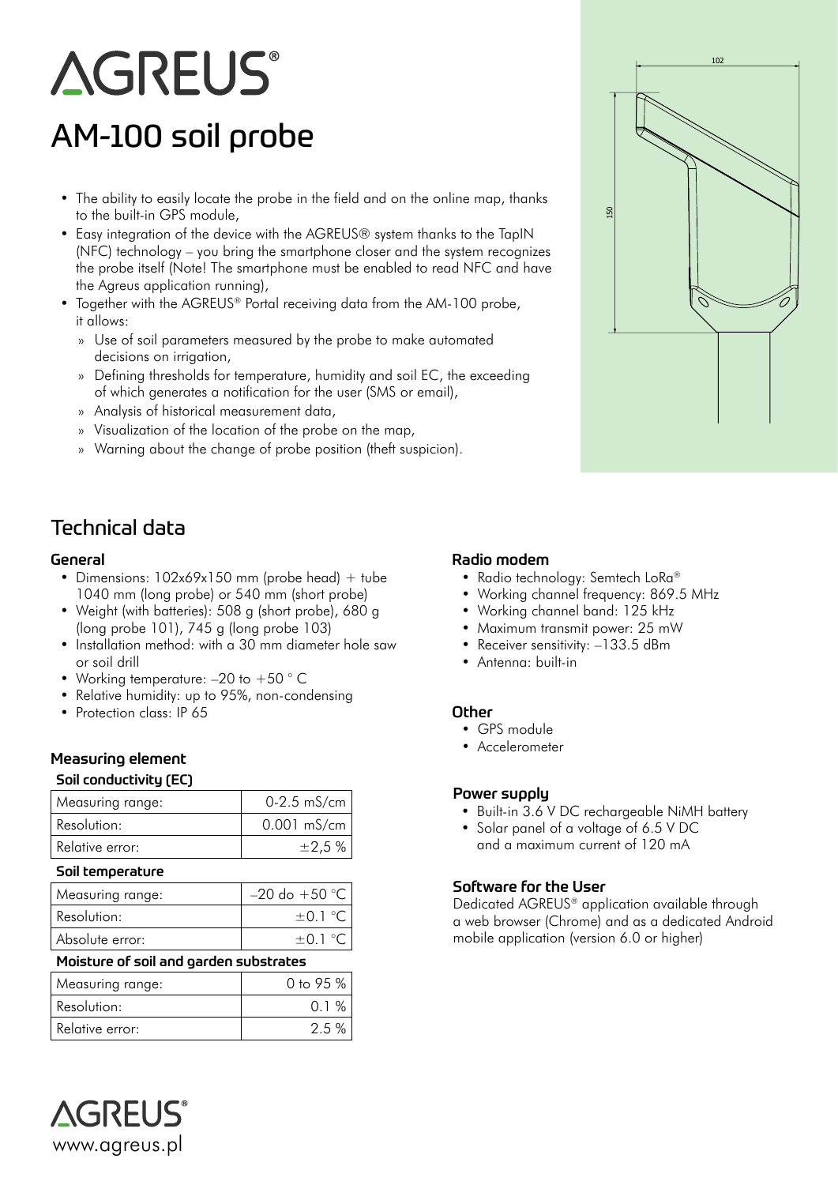# AGREUS®

## AM-100 soil probe

- The ability to easily locate the probe in the field and on the online map, thanks to the built-in GPS module,
- Easy integration of the device with the AGREUS® system thanks to the TapIN (NFC) technology – you bring the smartphone closer and the system recognizes the probe itself (Note! The smartphone must be enabled to read NFC and have the Agreus application running),
- Together with the AGREUS® Portal receiving data from the AM-100 probe, it allows:
  - Use of soil parameters measured by the probe to make automated decisions on irrigation,
  - Defining thresholds for temperature, humidity and soil EC, the exceeding of which generates a notification for the user (SMS or email),
  - Analysis of historical measurement data,
  - Visualization of the location of the probe on the map,
  - Warning about the change of probe position (theft suspicion).

102

150

## Technical data

### General

- Dimensions: 102x69x150 mm (probe head) + tube 1040 mm (long probe) or 540 mm (short probe)
- Weight (with batteries): 508 g (short probe), 680 g (long probe 101), 745 g (long probe 103)
- Installation method: with a 30 mm diameter hole saw or soil drill
- Working temperature: –20 to +50 ° C
- Relative humidity: up to 95%, non-condensing
- Protection class: IP 65

### Measuring element

#### Soil conductivity (EC)

| | |
|---|---|
| Measuring range: | 0-2.5 mS/cm |
| Resolution: | 0.001 mS/cm |
| Relative error: | ±2,5 % |

#### Soil temperature

| | |
|---|---|
| Measuring range: | –20 do +50 °C |
| Resolution: | ±0.1 °C |
| Absolute error: | ±0.1 °C |

#### Moisture of soil and garden substrates

| | |
|---|---|
| Measuring range: | 0 to 95 % |
| Resolution: | 0.1 % |
| Relative error: | 2.5 % |

### Radio modem

- Radio technology: Semtech LoRa®
- Working channel frequency: 869.5 MHz
- Working channel band: 125 kHz
- Maximum transmit power: 25 mW
- Receiver sensitivity: –133.5 dBm
- Antenna: built-in

### Other

- GPS module
- Accelerometer

### Power supply

- Built-in 3.6 V DC rechargeable NiMH battery
- Solar panel of a voltage of 6.5 V DC and a maximum current of 120 mA

### Software for the User

Dedicated AGREUS® application available through a web browser (Chrome) and as a dedicated Android mobile application (version 6.0 or higher)

AGREUS®
www.agreus.pl